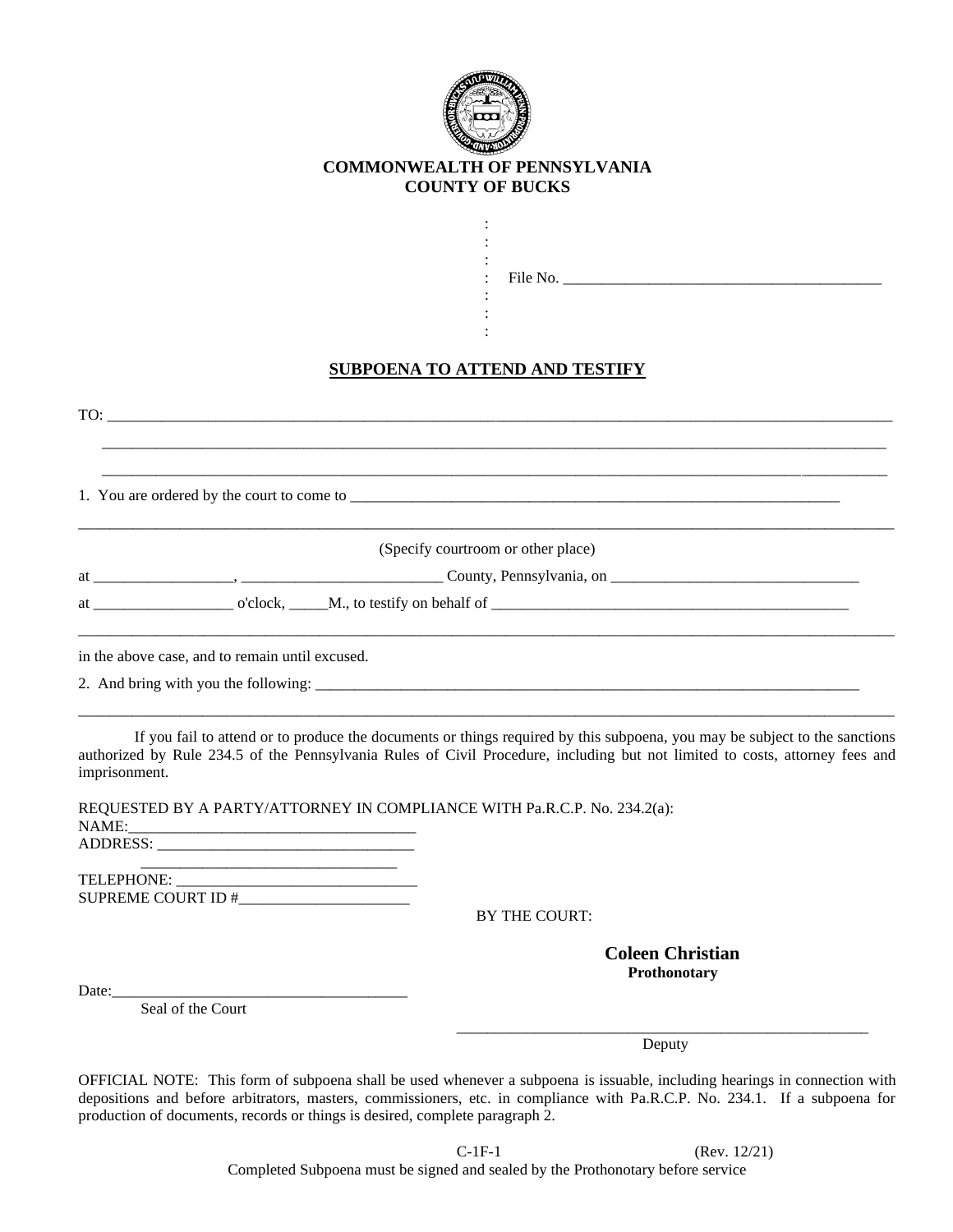**COMMONWEALTH OF PENNSYLVANIA**
**COUNTY OF BUCKS**

:
:
:
: File No. ________________________________________
:
:
:

## SUBPOENA TO ATTEND AND TESTIFY

TO: ____________________________________________________________________________________________

____________________________________________________________________________________________

____________________________________________________________________________________________

1. You are ordered by the court to come to ______________________________________________________________

____________________________________________________________________________________________

(Specify courtroom or other place)

at __________________, __________________________ County, Pennsylvania, on ________________________________

at __________________ o'clock, _____M., to testify on behalf of ________________________________________________

____________________________________________________________________________________________

in the above case, and to remain until excused.

2. And bring with you the following: ______________________________________________________________

____________________________________________________________________________________________

If you fail to attend or to produce the documents or things required by this subpoena, you may be subject to the sanctions authorized by Rule 234.5 of the Pennsylvania Rules of Civil Procedure, including but not limited to costs, attorney fees and imprisonment.

REQUESTED BY A PARTY/ATTORNEY IN COMPLIANCE WITH Pa.R.C.P. No. 234.2(a):
NAME:____________________________________
ADDRESS: _________________________________
_________________________________
TELEPHONE: _______________________________
SUPREME COURT ID #______________________

BY THE COURT:

**Coleen Christian**
**Prothonotary**

Date:______________________________________
Seal of the Court

________________________________________________________
Deputy

OFFICIAL NOTE: This form of subpoena shall be used whenever a subpoena is issuable, including hearings in connection with depositions and before arbitrators, masters, commissioners, etc. in compliance with Pa.R.C.P. No. 234.1. If a subpoena for production of documents, records or things is desired, complete paragraph 2.

C-1F-1 (Rev. 12/21)
Completed Subpoena must be signed and sealed by the Prothonotary before service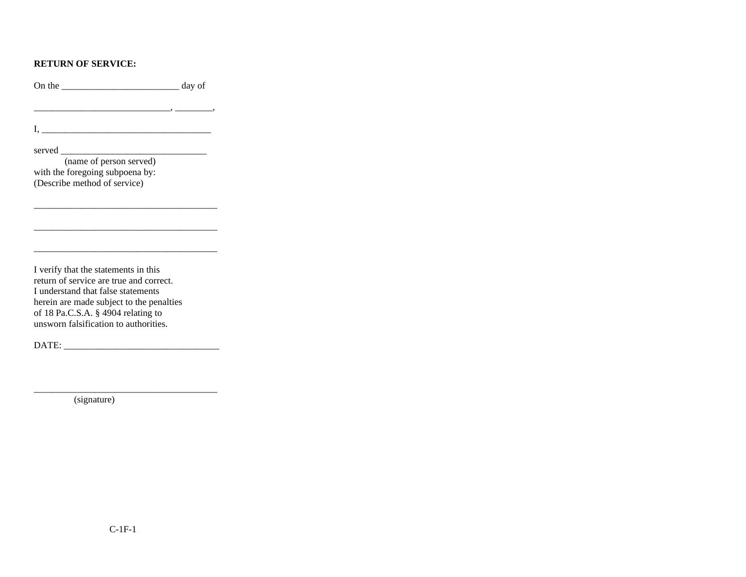**RETURN OF SERVICE:**

On the _________________________ day of

_____________________________, ________,

I, ____________________________________

served _______________________________
(name of person served)
with the foregoing subpoena by:
(Describe method of service)

_______________________________________

_______________________________________

_______________________________________

I verify that the statements in this
return of service are true and correct.
I understand that false statements
herein are made subject to the penalties
of 18 Pa.C.S.A. § 4904 relating to
unsworn falsification to authorities.

DATE: _________________________________

_______________________________________
(signature)

C-1F-1